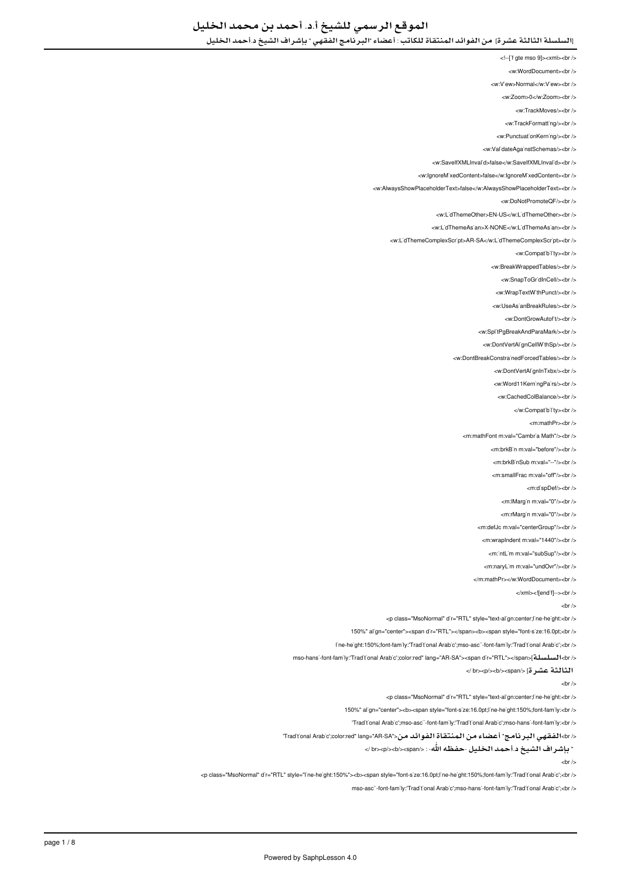<!--[if gte mso 9]><xml><br />

<w:WordDocument><br />

<w:View>Normal</w:View><br />

<w:Zoom>0</w:Zoom><br />

<w:TrackMoves/><br />

<w:TrackFormatting/><br />

<w:PunctuationKerning/><br />

<w:ValidateAgainstSchemas/><br />

<w:SaveIfXMLInvalid>false</w:SaveIfXMLInvalid><br />

<w:IgnoreMixedContent>false</w:IgnoreMixedContent><br />

<w:AlwaysShowPlaceholderText>false</w:AlwaysShowPlaceholderText><br />

<w:DoNotPromoteQF/><br />

<w:LidThemeOther>EN-US</w:LidThemeOther><br />

<w:LidThemeAsian>X-NONE</w:LidThemeAsian><br />

<w:LidThemeComplexScript>AR-SA</w:LidThemeComplexScript><br />

<w:Compatibility><br />

<w:BreakWrappedTables/><br />

<w:SnapToGridInCell/><br />

<w:WrapTextWithPunct/><br />

<w:UseAsianBreakRules/><br />

<w:DontGrowAutofit/><br />

<w:SplitPgBreakAndParaMark/><br />

<w:DontVertAlignCellWithSp/><br />

<w:DontBreakConstrainedForcedTables/><br />

<w:DontVertAlignInTxbx/><br />

<w:Word11KerningPairs/><br />

<w:CachedColBalance/><br />

</w:Compatibility><br />

<m:mathPr><br />

<m:mathFont m:val="Cambria Math"/><br />

<m:brkBin m:val="before"/><br />

<m:brkBinSub m:val="--"/><br />

<m:smallFrac m:val="off"/><br />

<m:dispDef/><br />

<m:lMargin m:val="0"/><br />

<m:rMargin m:val="0"/><br />

<m:defJc m:val="centerGroup"/><br />

<m:wrapIndent m:val="1440"/><br />

<m:intLim m:val="subSup"/><br />

<m:naryLim m:val="undOvr"/><br />

</m:mathPr></w:WordDocument><br />

</xml><![endif]--><br />

<br />

<p class="MsoNormal" dir="RTL" style="text-align:center;line-height:<br />

150%" align="center"><span dir="RTL"></span><b><span style="font-size:16.0pt;<br />

line-height:150%;font-family:'Traditional Arabic';mso-ascii-font-family:'Traditional Arabic';<br />

mso-hansi-font-family:'Traditional Arabic';color:red" lang="AR-SA"><span dir="RTL"></span>[السلسلة<br />

الثالثة عشرة] </span></b></p><br />

<br />

<p class="MsoNormal" dir="RTL" style="text-align:center;line-height:<br />

150%" align="center"><b><span style="font-size:16.0pt;line-height:150%;font-family:<br />

'Traditional Arabic';mso-ascii-font-family:'Traditional Arabic';mso-hansi-font-family:<br />

'Traditional Arabic';color:red" lang="AR-SA">من المنتقاة الفوائد أعضاء "البرنامج الفقهي<br />

" بإشراف الشيخ د.أحمد الخليل -حفظه الله- : </span></b></p><br />

<br />

<p class="MsoNormal" dir="RTL" style="line-height:150%"><b><span style="font-size:16.0pt;line-height:150%;font-family:'Traditional Arabic';<br />

mso-ascii-font-family:'Traditional Arabic';mso-hansi-font-family:'Traditional Arabic';<br />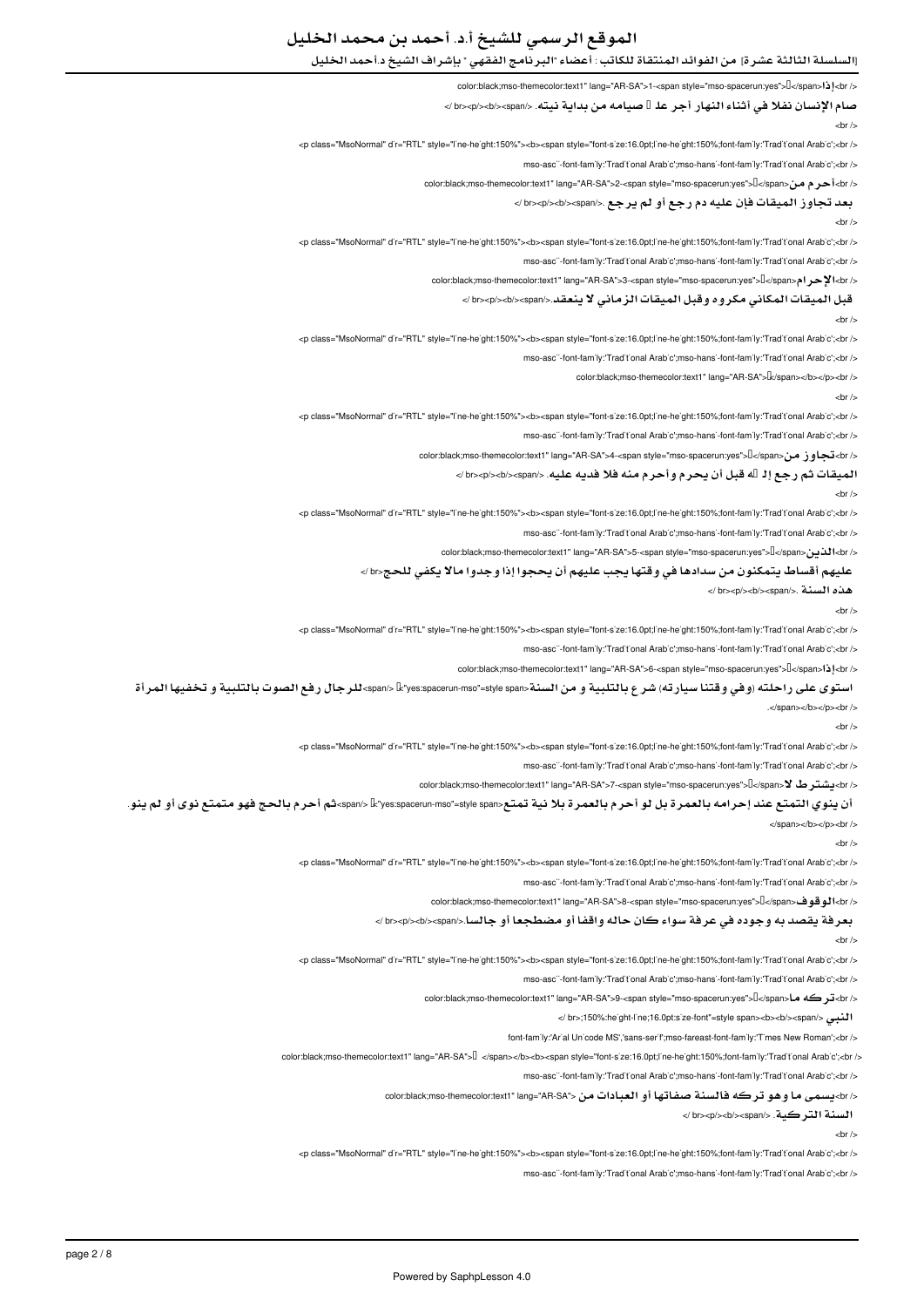color:black;mso-themecolor:text1" lang="AR-SA">1-<span style="mso-spacerun:yes"> </span>إذا<br />

صام الإنسان نفلا في أثناء النهار أجر عل  صيامه من بداية نيته. </span></b></p><br />

<br />

<p class="MsoNormal" dir="RTL" style="line-height:150%"><b><span style="font-size:16.0pt;line-height:150%;font-family:'Traditional Arabic';<br />

mso-ascii-font-family:'Traditional Arabic';mso-hansi-font-family:'Traditional Arabic';<br />

color:black;mso-themecolor:text1" lang="AR-SA">2-<span style="mso-spacerun:yes"> </span>أحرم من<br />

بعد تجاوز الميقات فإن عليه دم رجع أو لم يرجع. </span></b></p><br />

<br />

<p class="MsoNormal" dir="RTL" style="line-height:150%"><b><span style="font-size:16.0pt;line-height:150%;font-family:'Traditional Arabic';<br />

mso-ascii-font-family:'Traditional Arabic';mso-hansi-font-family:'Traditional Arabic';<br />

color:black;mso-themecolor:text1" lang="AR-SA">3-<span style="mso-spacerun:yes"> </span>الإحرام<br />

قبل الميقات المكاني مكروه وقبل الميقات الزماني لا ينعقد.</span></b></p><br />

<br />

<p class="MsoNormal" dir="RTL" style="line-height:150%"><b><span style="font-size:16.0pt;line-height:150%;font-family:'Traditional Arabic';<br />

mso-ascii-font-family:'Traditional Arabic';mso-hansi-font-family:'Traditional Arabic';<br />

color:black;mso-themecolor:text1" lang="AR-SA"> </span></b></p><br />

<br />

<p class="MsoNormal" dir="RTL" style="line-height:150%"><b><span style="font-size:16.0pt;line-height:150%;font-family:'Traditional Arabic';<br />

mso-ascii-font-family:'Traditional Arabic';mso-hansi-font-family:'Traditional Arabic';<br />

color:black;mso-themecolor:text1" lang="AR-SA">4-<span style="mso-spacerun:yes"> </span>تجاوز من<br />

الميقات ثم رجع إل  ه قبل أن يحرم وأحرم منه فلا فديه عليه. </span></b></p><br />

<br />

<p class="MsoNormal" dir="RTL" style="line-height:150%"><b><span style="font-size:16.0pt;line-height:150%;font-family:'Traditional Arabic';<br />

mso-ascii-font-family:'Traditional Arabic';mso-hansi-font-family:'Traditional Arabic';<br />

color:black;mso-themecolor:text1" lang="AR-SA">5-<span style="mso-spacerun:yes"> </span>الذين<br />

عليهم أقساط يتمكنون من سدادها في وقتها يجب عليهم أن يحجوا إذا وجدوا مالا يكفي للحج<br />

هذه السنة. </span></b></p><br />

<br />

<p class="MsoNormal" dir="RTL" style="line-height:150%"><b><span style="font-size:16.0pt;line-height:150%;font-family:'Traditional Arabic';<br />

mso-ascii-font-family:'Traditional Arabic';mso-hansi-font-family:'Traditional Arabic';<br />

color:black;mso-themecolor:text1" lang="AR-SA">6-<span style="mso-spacerun:yes"> </span>إذا<br />

استوى على راحلته (وفي وقتنا سيارته) شرع بالتلبية و من السنة<span style="mso-spacerun:yes"> </span>للرجال رفع الصوت بالتلبية و تخفيها المرأة<br />

.</span></b></p><br />

<br />

<p class="MsoNormal" dir="RTL" style="line-height:150%"><b><span style="font-size:16.0pt;line-height:150%;font-family:'Traditional Arabic';<br />

mso-ascii-font-family:'Traditional Arabic';mso-hansi-font-family:'Traditional Arabic';<br />

color:black;mso-themecolor:text1" lang="AR-SA">7-<span style="mso-spacerun:yes"> </span>يشترط لا<br />

أن ينوي التمتع عند إحرامه بالعمرة بل لو أحرم بالعمرة بلا نية تمتع<span style="mso-spacerun:yes"> </span>ثم أحرم بالحج فهو متمتع نوى أو لم ينو.<br />

</span></b></p><br />

<br />

<p class="MsoNormal" dir="RTL" style="line-height:150%"><b><span style="font-size:16.0pt;line-height:150%;font-family:'Traditional Arabic';<br />

mso-ascii-font-family:'Traditional Arabic';mso-hansi-font-family:'Traditional Arabic';<br />

color:black;mso-themecolor:text1" lang="AR-SA">8-<span style="mso-spacerun:yes"> </span>الوقوف<br />

بعرفة يقصد به وجوده في عرفة سواء كان حاله واقفا أو مضطجعا أو جالسا.</span></b></p><br />

<br />

<p class="MsoNormal" dir="RTL" style="line-height:150%"><b><span style="font-size:16.0pt;line-height:150%;font-family:'Traditional Arabic';<br />

mso-ascii-font-family:'Traditional Arabic';mso-hansi-font-family:'Traditional Arabic';<br />

color:black;mso-themecolor:text1" lang="AR-SA">9-<span style="mso-spacerun:yes"> </span>تركه ما<br />

النبي </span></b><b><span style="font-size:16.0pt;line-height:150%;<br />

font-family:'Arial Unicode MS','sans-serif';mso-fareast-font-family:'Times New Roman';<br />

color:black;mso-themecolor:text1" lang="AR-SA"> </span></b><b><span style="font-size:16.0pt;line-height:150%;font-family:'Traditional Arabic';<br />

mso-ascii-font-family:'Traditional Arabic';mso-hansi-font-family:'Traditional Arabic';<br />

color:black;mso-themecolor:text1" lang="AR-SA">يسمى ما وهو تركه فالسنة صفاتها أو العبادات من<br />

السنة التركية. </span></b></p><br />

<br />

<p class="MsoNormal" dir="RTL" style="line-height:150%"><b><span style="font-size:16.0pt;line-height:150%;font-family:'Traditional Arabic';<br />

mso-ascii-font-family:'Traditional Arabic';mso-hansi-font-family:'Traditional Arabic';<br />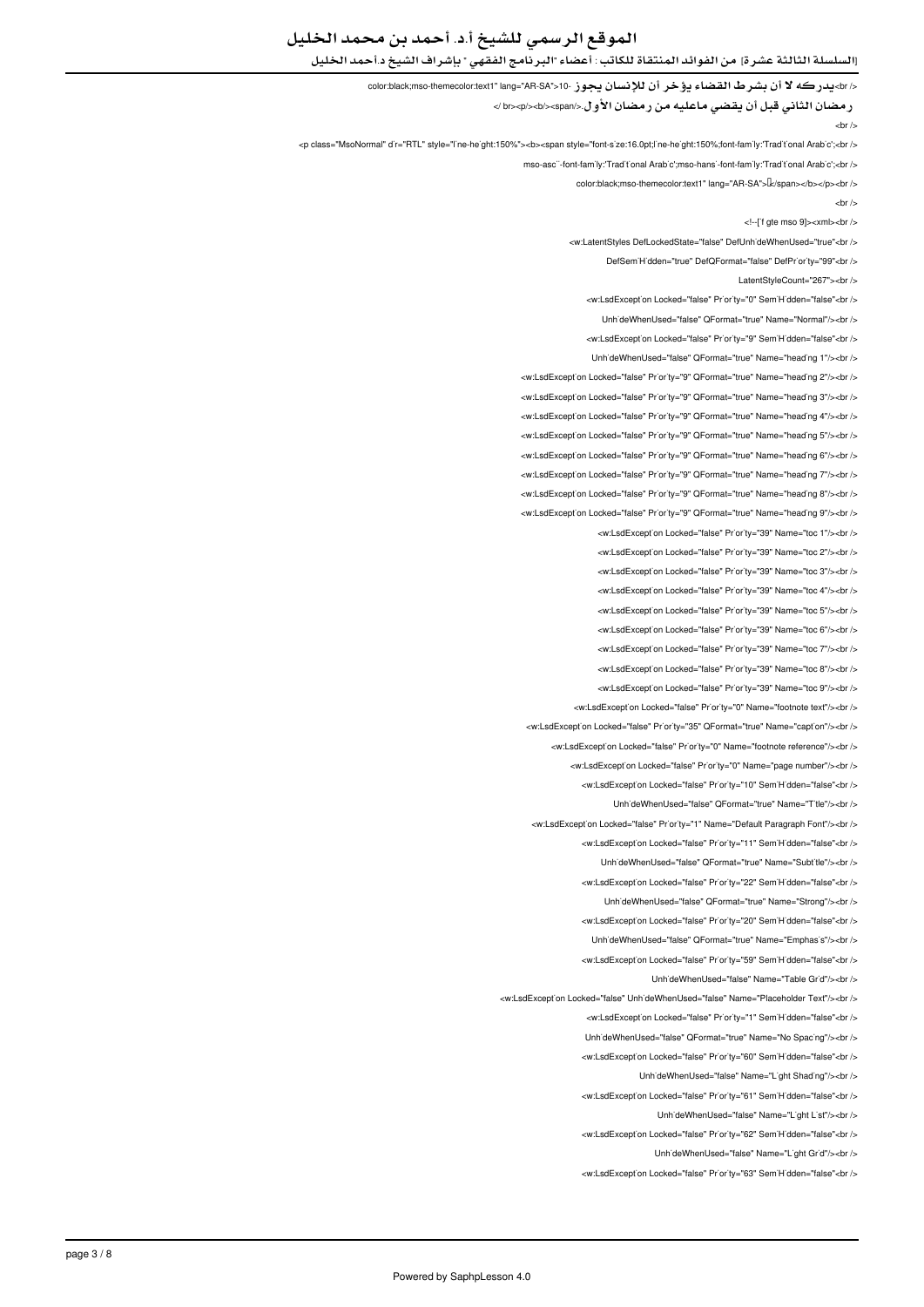/> br>يدركه لا أن بشرط القضاء يؤخر أن للإنسان يجوز -10<"color:black;mso-themecolor:text1" lang="AR-SA

رمضان الثاني قبل أن يقضي ماعليه من رمضان الأول.</span></b></p><br /> </

<br />

<p class="MsoNormal" dir="RTL" style="line-height:150%"><b><span style="font-size:16.0pt;line-height:150%;font-family:'Traditional Arabic';<br />

mso-ascii-font-family:'Traditional Arabic';mso-hansi-font-family:'Traditional Arabic';<br />

color:black;mso-themecolor:text1" lang="AR-SA">&lrm;</span></b></p><br />

<br />

<!--[if gte mso 9]><xml><br />

<w:LatentStyles DefLockedState="false" DefUnhideWhenUsed="true"<br />

DefSemiHidden="true" DefQFormat="false" DefPriority="99"<br />

LatentStyleCount="267"><br />

<w:LsdException Locked="false" Priority="0" SemiHidden="false"<br />

UnhideWhenUsed="false" QFormat="true" Name="Normal"/><br />

<w:LsdException Locked="false" Priority="9" SemiHidden="false"<br />

UnhideWhenUsed="false" QFormat="true" Name="heading 1"/><br />

<w:LsdException Locked="false" Priority="9" QFormat="true" Name="heading 2"/><br />

<w:LsdException Locked="false" Priority="9" QFormat="true" Name="heading 3"/><br />

<w:LsdException Locked="false" Priority="9" QFormat="true" Name="heading 4"/><br />

<w:LsdException Locked="false" Priority="9" QFormat="true" Name="heading 5"/><br />

<w:LsdException Locked="false" Priority="9" QFormat="true" Name="heading 6"/><br />

<w:LsdException Locked="false" Priority="9" QFormat="true" Name="heading 7"/><br />

<w:LsdException Locked="false" Priority="9" QFormat="true" Name="heading 8"/><br />

<w:LsdException Locked="false" Priority="9" QFormat="true" Name="heading 9"/><br />

<w:LsdException Locked="false" Priority="39" Name="toc 1"/><br />

<w:LsdException Locked="false" Priority="39" Name="toc 2"/><br />

<w:LsdException Locked="false" Priority="39" Name="toc 3"/><br />

<w:LsdException Locked="false" Priority="39" Name="toc 4"/><br />

<w:LsdException Locked="false" Priority="39" Name="toc 5"/><br />

<w:LsdException Locked="false" Priority="39" Name="toc 6"/><br />

<w:LsdException Locked="false" Priority="39" Name="toc 7"/><br />

<w:LsdException Locked="false" Priority="39" Name="toc 8"/><br />

<w:LsdException Locked="false" Priority="39" Name="toc 9"/><br />

<w:LsdException Locked="false" Priority="0" Name="footnote text"/><br />

<w:LsdException Locked="false" Priority="35" QFormat="true" Name="caption"/><br />

<w:LsdException Locked="false" Priority="0" Name="footnote reference"/><br />

<w:LsdException Locked="false" Priority="0" Name="page number"/><br />

<w:LsdException Locked="false" Priority="10" SemiHidden="false"<br />

UnhideWhenUsed="false" QFormat="true" Name="Title"/><br />

<w:LsdException Locked="false" Priority="1" Name="Default Paragraph Font"/><br />

<w:LsdException Locked="false" Priority="11" SemiHidden="false"<br />

UnhideWhenUsed="false" QFormat="true" Name="Subtitle"/><br />

<w:LsdException Locked="false" Priority="22" SemiHidden="false"<br />

UnhideWhenUsed="false" QFormat="true" Name="Strong"/><br />

<w:LsdException Locked="false" Priority="20" SemiHidden="false"<br />

UnhideWhenUsed="false" QFormat="true" Name="Emphasis"/><br />

<w:LsdException Locked="false" Priority="59" SemiHidden="false"<br />

UnhideWhenUsed="false" Name="Table Grid"/><br />

<w:LsdException Locked="false" UnhideWhenUsed="false" Name="Placeholder Text"/><br />

<w:LsdException Locked="false" Priority="1" SemiHidden="false"<br />

UnhideWhenUsed="false" QFormat="true" Name="No Spacing"/><br />

<w:LsdException Locked="false" Priority="60" SemiHidden="false"<br />

UnhideWhenUsed="false" Name="Light Shading"/><br />

<w:LsdException Locked="false" Priority="61" SemiHidden="false"<br />

UnhideWhenUsed="false" Name="Light List"/><br />

<w:LsdException Locked="false" Priority="62" SemiHidden="false"<br />

UnhideWhenUsed="false" Name="Light Grid"/><br />

<w:LsdException Locked="false" Priority="63" SemiHidden="false"<br />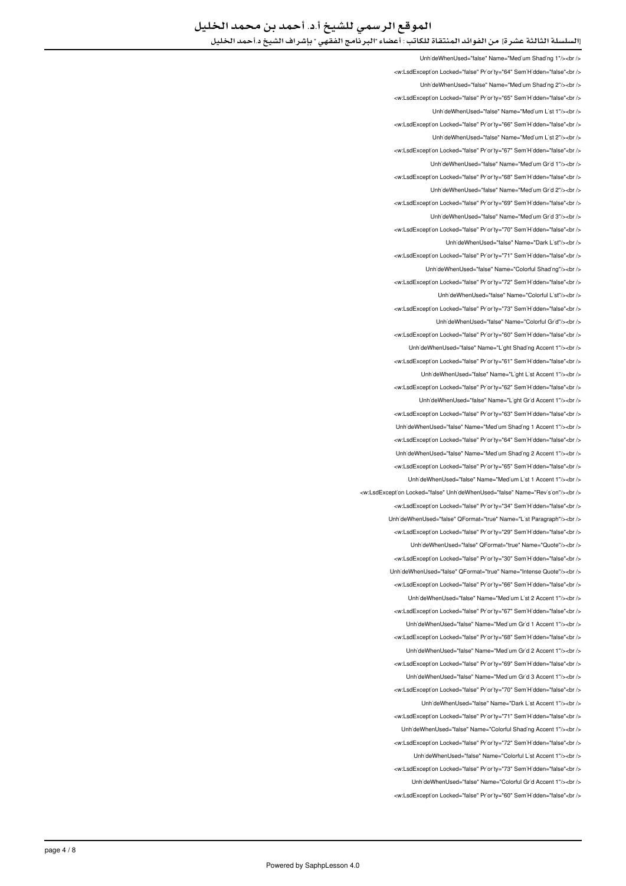UnhideWhenUsed="false" Name="Med'um Shad'ng 1"/><br />

<w:LsdExcept'on Locked="false" Pr'or'ty="64" Sem'H'dden="false"<br />

Unh'deWhenUsed="false" Name="Med'um Shad'ng 2"/><br />

<w:LsdExcept'on Locked="false" Pr'or'ty="65" Sem'H'dden="false"<br />

Unh'deWhenUsed="false" Name="Med'um L'st 1"/><br />

<w:LsdExcept'on Locked="false" Pr'or'ty="66" Sem'H'dden="false"<br />

Unh'deWhenUsed="false" Name="Med'um L'st 2"/><br />

<w:LsdExcept'on Locked="false" Pr'or'ty="67" Sem'H'dden="false"<br />

Unh'deWhenUsed="false" Name="Med'um Gr'd 1"/><br />

<w:LsdExcept'on Locked="false" Pr'or'ty="68" Sem'H'dden="false"<br />

Unh'deWhenUsed="false" Name="Med'um Gr'd 2"/><br />

<w:LsdExcept'on Locked="false" Pr'or'ty="69" Sem'H'dden="false"<br />

Unh'deWhenUsed="false" Name="Med'um Gr'd 3"/><br />

<w:LsdExcept'on Locked="false" Pr'or'ty="70" Sem'H'dden="false"<br />

Unh'deWhenUsed="false" Name="Dark L'st"/><br />

<w:LsdExcept'on Locked="false" Pr'or'ty="71" Sem'H'dden="false"<br />

Unh'deWhenUsed="false" Name="Colorful Shad'ng"/><br />

<w:LsdExcept'on Locked="false" Pr'or'ty="72" Sem'H'dden="false"<br />

Unh'deWhenUsed="false" Name="Colorful L'st"/><br />

<w:LsdExcept'on Locked="false" Pr'or'ty="73" Sem'H'dden="false"<br />

Unh'deWhenUsed="false" Name="Colorful Gr'd"/><br />

<w:LsdExcept'on Locked="false" Pr'or'ty="60" Sem'H'dden="false"<br />

Unh'deWhenUsed="false" Name="L'ght Shad'ng Accent 1"/><br />

<w:LsdExcept'on Locked="false" Pr'or'ty="61" Sem'H'dden="false"<br />

Unh'deWhenUsed="false" Name="L'ght L'st Accent 1"/><br />

<w:LsdExcept'on Locked="false" Pr'or'ty="62" Sem'H'dden="false"<br />

Unh'deWhenUsed="false" Name="L'ght Gr'd Accent 1"/><br />

<w:LsdExcept'on Locked="false" Pr'or'ty="63" Sem'H'dden="false"<br />

Unh'deWhenUsed="false" Name="Med'um Shad'ng 1 Accent 1"/><br />

<w:LsdExcept'on Locked="false" Pr'or'ty="64" Sem'H'dden="false"<br />

Unh'deWhenUsed="false" Name="Med'um Shad'ng 2 Accent 1"/><br />

<w:LsdExcept'on Locked="false" Pr'or'ty="65" Sem'H'dden="false"<br />

Unh'deWhenUsed="false" Name="Med'um L'st 1 Accent 1"/><br />

<w:LsdExcept'on Locked="false" Unh'deWhenUsed="false" Name="Rev's'on"/><br />

<w:LsdExcept'on Locked="false" Pr'or'ty="34" Sem'H'dden="false"<br />

Unh'deWhenUsed="false" QFormat="true" Name="L'st Paragraph"/><br />

<w:LsdExcept'on Locked="false" Pr'or'ty="29" Sem'H'dden="false"<br />

Unh'deWhenUsed="false" QFormat="true" Name="Quote"/><br />

<w:LsdExcept'on Locked="false" Pr'or'ty="30" Sem'H'dden="false"<br />

Unh'deWhenUsed="false" QFormat="true" Name="Intense Quote"/><br />

<w:LsdExcept'on Locked="false" Pr'or'ty="66" Sem'H'dden="false"<br />

Unh'deWhenUsed="false" Name="Med'um L'st 2 Accent 1"/><br />

<w:LsdExcept'on Locked="false" Pr'or'ty="67" Sem'H'dden="false"<br />

Unh'deWhenUsed="false" Name="Med'um Gr'd 1 Accent 1"/><br />

<w:LsdExcept'on Locked="false" Pr'or'ty="68" Sem'H'dden="false"<br />

Unh'deWhenUsed="false" Name="Med'um Gr'd 2 Accent 1"/><br />

<w:LsdExcept'on Locked="false" Pr'or'ty="69" Sem'H'dden="false"<br />

Unh'deWhenUsed="false" Name="Med'um Gr'd 3 Accent 1"/><br />

<w:LsdExcept'on Locked="false" Pr'or'ty="70" Sem'H'dden="false"<br />

Unh'deWhenUsed="false" Name="Dark L'st Accent 1"/><br />

<w:LsdExcept'on Locked="false" Pr'or'ty="71" Sem'H'dden="false"<br />

Unh'deWhenUsed="false" Name="Colorful Shad'ng Accent 1"/><br />

<w:LsdExcept'on Locked="false" Pr'or'ty="72" Sem'H'dden="false"<br />

Unh'deWhenUsed="false" Name="Colorful L'st Accent 1"/><br />

<w:LsdExcept'on Locked="false" Pr'or'ty="73" Sem'H'dden="false"<br />

Unh'deWhenUsed="false" Name="Colorful Gr'd Accent 1"/><br />

<w:LsdExcept'on Locked="false" Pr'or'ty="60" Sem'H'dden="false"<br />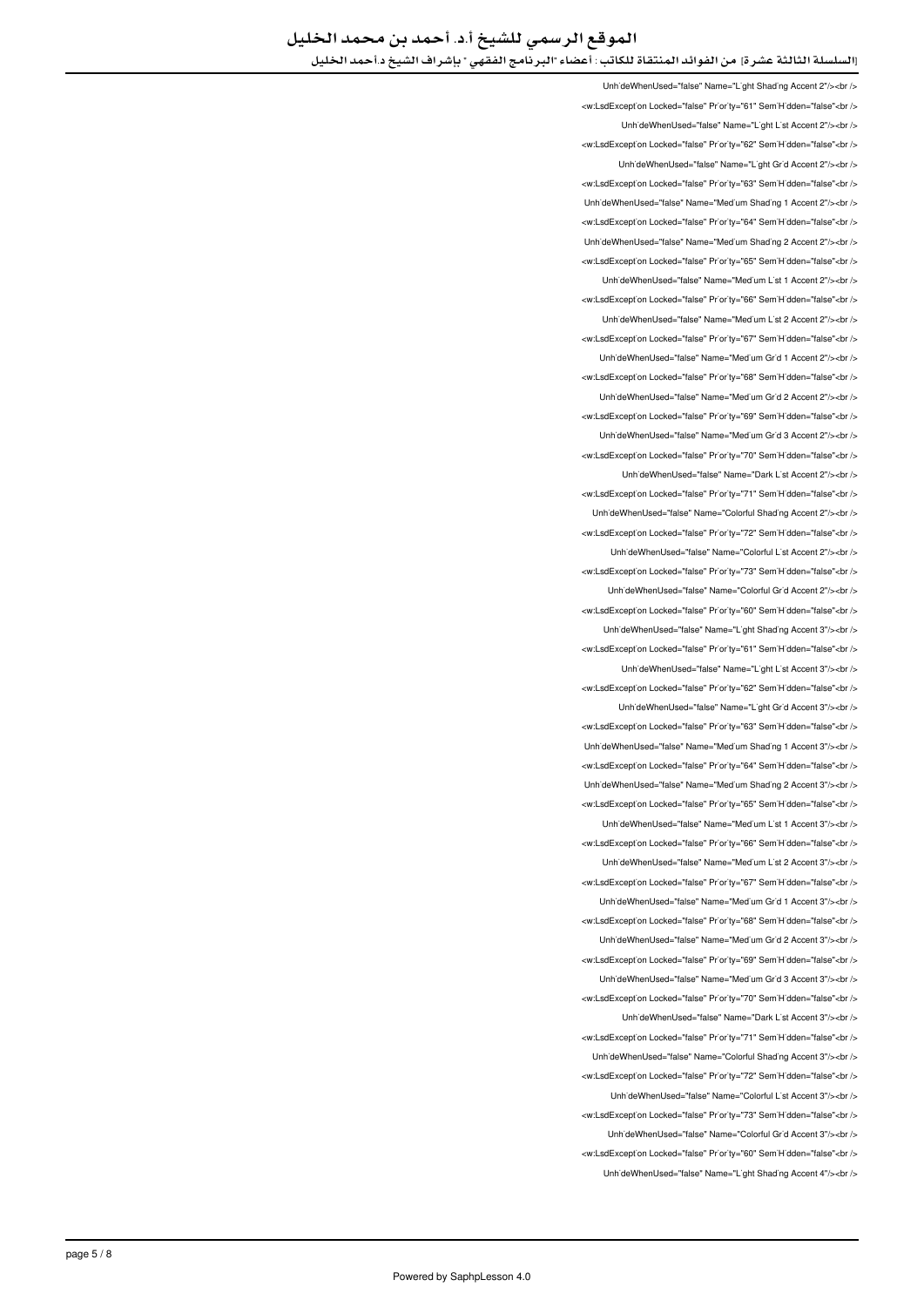UnhideWhenUsed="false" Name="Light Shading Accent 2"/><br />
<w:LsdException Locked="false" Priority="61" SemiHidden="false"<br />
UnhideWhenUsed="false" Name="Light List Accent 2"/><br />
<w:LsdException Locked="false" Priority="62" SemiHidden="false"<br />
UnhideWhenUsed="false" Name="Light Grid Accent 2"/><br />
<w:LsdException Locked="false" Priority="63" SemiHidden="false"<br />
UnhideWhenUsed="false" Name="Medium Shading 1 Accent 2"/><br />
<w:LsdException Locked="false" Priority="64" SemiHidden="false"<br />
UnhideWhenUsed="false" Name="Medium Shading 2 Accent 2"/><br />
<w:LsdException Locked="false" Priority="65" SemiHidden="false"<br />
UnhideWhenUsed="false" Name="Medium List 1 Accent 2"/><br />
<w:LsdException Locked="false" Priority="66" SemiHidden="false"<br />
UnhideWhenUsed="false" Name="Medium List 2 Accent 2"/><br />
<w:LsdException Locked="false" Priority="67" SemiHidden="false"<br />
UnhideWhenUsed="false" Name="Medium Grid 1 Accent 2"/><br />
<w:LsdException Locked="false" Priority="68" SemiHidden="false"<br />
UnhideWhenUsed="false" Name="Medium Grid 2 Accent 2"/><br />
<w:LsdException Locked="false" Priority="69" SemiHidden="false"<br />
UnhideWhenUsed="false" Name="Medium Grid 3 Accent 2"/><br />
<w:LsdException Locked="false" Priority="70" SemiHidden="false"<br />
UnhideWhenUsed="false" Name="Dark List Accent 2"/><br />
<w:LsdException Locked="false" Priority="71" SemiHidden="false"<br />
UnhideWhenUsed="false" Name="Colorful Shading Accent 2"/><br />
<w:LsdException Locked="false" Priority="72" SemiHidden="false"<br />
UnhideWhenUsed="false" Name="Colorful List Accent 2"/><br />
<w:LsdException Locked="false" Priority="73" SemiHidden="false"<br />
UnhideWhenUsed="false" Name="Colorful Grid Accent 2"/><br />
<w:LsdException Locked="false" Priority="60" SemiHidden="false"<br />
UnhideWhenUsed="false" Name="Light Shading Accent 3"/><br />
<w:LsdException Locked="false" Priority="61" SemiHidden="false"<br />
UnhideWhenUsed="false" Name="Light List Accent 3"/><br />
<w:LsdException Locked="false" Priority="62" SemiHidden="false"<br />
UnhideWhenUsed="false" Name="Light Grid Accent 3"/><br />
<w:LsdException Locked="false" Priority="63" SemiHidden="false"<br />
UnhideWhenUsed="false" Name="Medium Shading 1 Accent 3"/><br />
<w:LsdException Locked="false" Priority="64" SemiHidden="false"<br />
UnhideWhenUsed="false" Name="Medium Shading 2 Accent 3"/><br />
<w:LsdException Locked="false" Priority="65" SemiHidden="false"<br />
UnhideWhenUsed="false" Name="Medium List 1 Accent 3"/><br />
<w:LsdException Locked="false" Priority="66" SemiHidden="false"<br />
UnhideWhenUsed="false" Name="Medium List 2 Accent 3"/><br />
<w:LsdException Locked="false" Priority="67" SemiHidden="false"<br />
UnhideWhenUsed="false" Name="Medium Grid 1 Accent 3"/><br />
<w:LsdException Locked="false" Priority="68" SemiHidden="false"<br />
UnhideWhenUsed="false" Name="Medium Grid 2 Accent 3"/><br />
<w:LsdException Locked="false" Priority="69" SemiHidden="false"<br />
UnhideWhenUsed="false" Name="Medium Grid 3 Accent 3"/><br />
<w:LsdException Locked="false" Priority="70" SemiHidden="false"<br />
UnhideWhenUsed="false" Name="Dark List Accent 3"/><br />
<w:LsdException Locked="false" Priority="71" SemiHidden="false"<br />
UnhideWhenUsed="false" Name="Colorful Shading Accent 3"/><br />
<w:LsdException Locked="false" Priority="72" SemiHidden="false"<br />
UnhideWhenUsed="false" Name="Colorful List Accent 3"/><br />
<w:LsdException Locked="false" Priority="73" SemiHidden="false"<br />
UnhideWhenUsed="false" Name="Colorful Grid Accent 3"/><br />
<w:LsdException Locked="false" Priority="60" SemiHidden="false"<br />
UnhideWhenUsed="false" Name="Light Shading Accent 4"/><br />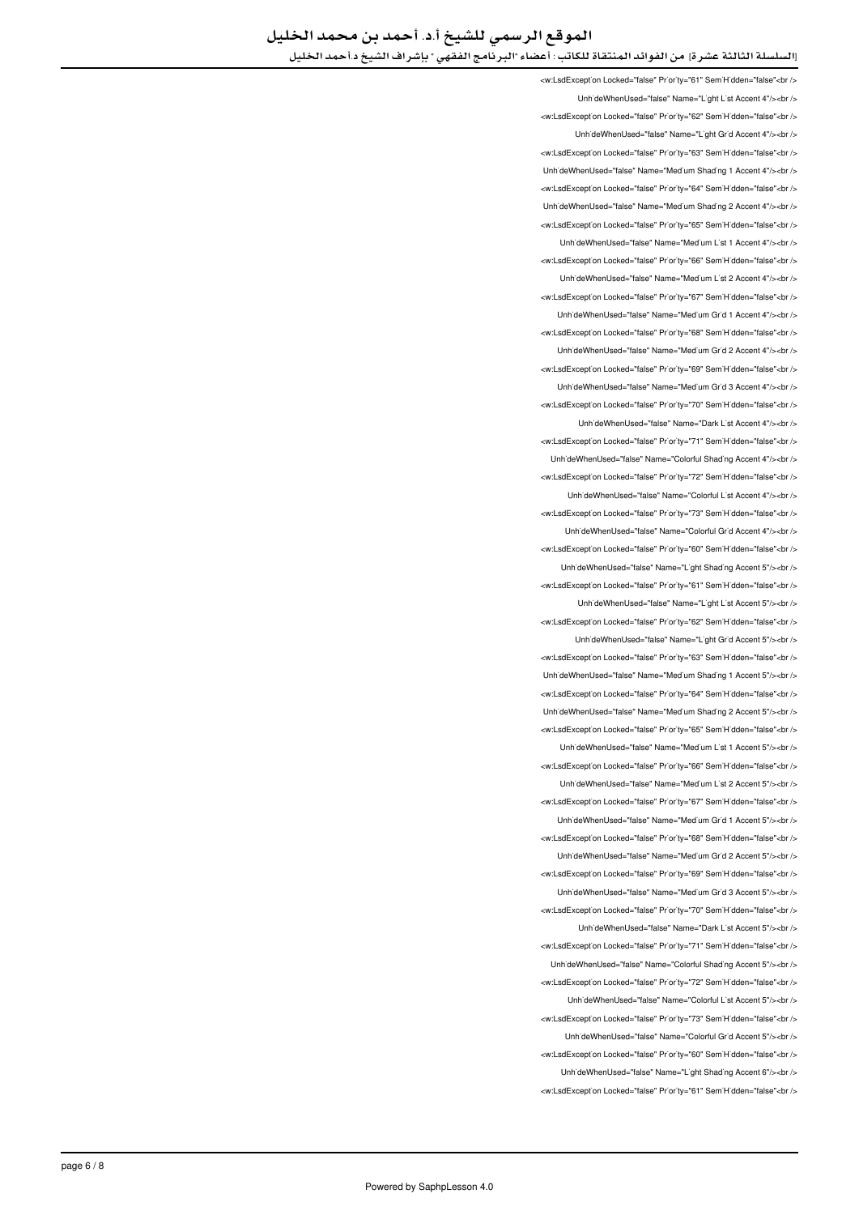<w:LsdExcept'on Locked="false" Pr'or'ty="61" Sem'H'dden="false"<br />

Unh'deWhenUsed="false" Name="L'ght L'st Accent 4"/><br />

<w:LsdExcept'on Locked="false" Pr'or'ty="62" Sem'H'dden="false"<br />

Unh'deWhenUsed="false" Name="L'ght Gr'd Accent 4"/><br />

<w:LsdExcept'on Locked="false" Pr'or'ty="63" Sem'H'dden="false"<br />

Unh'deWhenUsed="false" Name="Med'um Shad'ng 1 Accent 4"/><br />

<w:LsdExcept'on Locked="false" Pr'or'ty="64" Sem'H'dden="false"<br />

Unh'deWhenUsed="false" Name="Med'um Shad'ng 2 Accent 4"/><br />

<w:LsdExcept'on Locked="false" Pr'or'ty="65" Sem'H'dden="false"<br />

Unh'deWhenUsed="false" Name="Med'um L'st 1 Accent 4"/><br />

<w:LsdExcept'on Locked="false" Pr'or'ty="66" Sem'H'dden="false"<br />

Unh'deWhenUsed="false" Name="Med'um L'st 2 Accent 4"/><br />

<w:LsdExcept'on Locked="false" Pr'or'ty="67" Sem'H'dden="false"<br />

Unh'deWhenUsed="false" Name="Med'um Gr'd 1 Accent 4"/><br />

<w:LsdExcept'on Locked="false" Pr'or'ty="68" Sem'H'dden="false"<br />

Unh'deWhenUsed="false" Name="Med'um Gr'd 2 Accent 4"/><br />

<w:LsdExcept'on Locked="false" Pr'or'ty="69" Sem'H'dden="false"<br />

Unh'deWhenUsed="false" Name="Med'um Gr'd 3 Accent 4"/><br />

<w:LsdExcept'on Locked="false" Pr'or'ty="70" Sem'H'dden="false"<br />

Unh'deWhenUsed="false" Name="Dark L'st Accent 4"/><br />

<w:LsdExcept'on Locked="false" Pr'or'ty="71" Sem'H'dden="false"<br />

Unh'deWhenUsed="false" Name="Colorful Shad'ng Accent 4"/><br />

<w:LsdExcept'on Locked="false" Pr'or'ty="72" Sem'H'dden="false"<br />

Unh'deWhenUsed="false" Name="Colorful L'st Accent 4"/><br />

<w:LsdExcept'on Locked="false" Pr'or'ty="73" Sem'H'dden="false"<br />

Unh'deWhenUsed="false" Name="Colorful Gr'd Accent 4"/><br />

<w:LsdExcept'on Locked="false" Pr'or'ty="60" Sem'H'dden="false"<br />

Unh'deWhenUsed="false" Name="L'ght Shad'ng Accent 5"/><br />

<w:LsdExcept'on Locked="false" Pr'or'ty="61" Sem'H'dden="false"<br />

Unh'deWhenUsed="false" Name="L'ght L'st Accent 5"/><br />

<w:LsdExcept'on Locked="false" Pr'or'ty="62" Sem'H'dden="false"<br />

Unh'deWhenUsed="false" Name="L'ght Gr'd Accent 5"/><br />

<w:LsdExcept'on Locked="false" Pr'or'ty="63" Sem'H'dden="false"<br />

Unh'deWhenUsed="false" Name="Med'um Shad'ng 1 Accent 5"/><br />

<w:LsdExcept'on Locked="false" Pr'or'ty="64" Sem'H'dden="false"<br />

Unh'deWhenUsed="false" Name="Med'um Shad'ng 2 Accent 5"/><br />

<w:LsdExcept'on Locked="false" Pr'or'ty="65" Sem'H'dden="false"<br />

Unh'deWhenUsed="false" Name="Med'um L'st 1 Accent 5"/><br />

<w:LsdExcept'on Locked="false" Pr'or'ty="66" Sem'H'dden="false"<br />

Unh'deWhenUsed="false" Name="Med'um L'st 2 Accent 5"/><br />

<w:LsdExcept'on Locked="false" Pr'or'ty="67" Sem'H'dden="false"<br />

Unh'deWhenUsed="false" Name="Med'um Gr'd 1 Accent 5"/><br />

<w:LsdExcept'on Locked="false" Pr'or'ty="68" Sem'H'dden="false"<br />

Unh'deWhenUsed="false" Name="Med'um Gr'd 2 Accent 5"/><br />

<w:LsdExcept'on Locked="false" Pr'or'ty="69" Sem'H'dden="false"<br />

Unh'deWhenUsed="false" Name="Med'um Gr'd 3 Accent 5"/><br />

<w:LsdExcept'on Locked="false" Pr'or'ty="70" Sem'H'dden="false"<br />

Unh'deWhenUsed="false" Name="Dark L'st Accent 5"/><br />

<w:LsdExcept'on Locked="false" Pr'or'ty="71" Sem'H'dden="false"<br />

Unh'deWhenUsed="false" Name="Colorful Shad'ng Accent 5"/><br />

<w:LsdExcept'on Locked="false" Pr'or'ty="72" Sem'H'dden="false"<br />

Unh'deWhenUsed="false" Name="Colorful L'st Accent 5"/><br />

<w:LsdExcept'on Locked="false" Pr'or'ty="73" Sem'H'dden="false"<br />

Unh'deWhenUsed="false" Name="Colorful Gr'd Accent 5"/><br />

<w:LsdExcept'on Locked="false" Pr'or'ty="60" Sem'H'dden="false"<br />

Unh'deWhenUsed="false" Name="L'ght Shad'ng Accent 6"/><br />

<w:LsdExcept'on Locked="false" Pr'or'ty="61" Sem'H'dden="false"<br />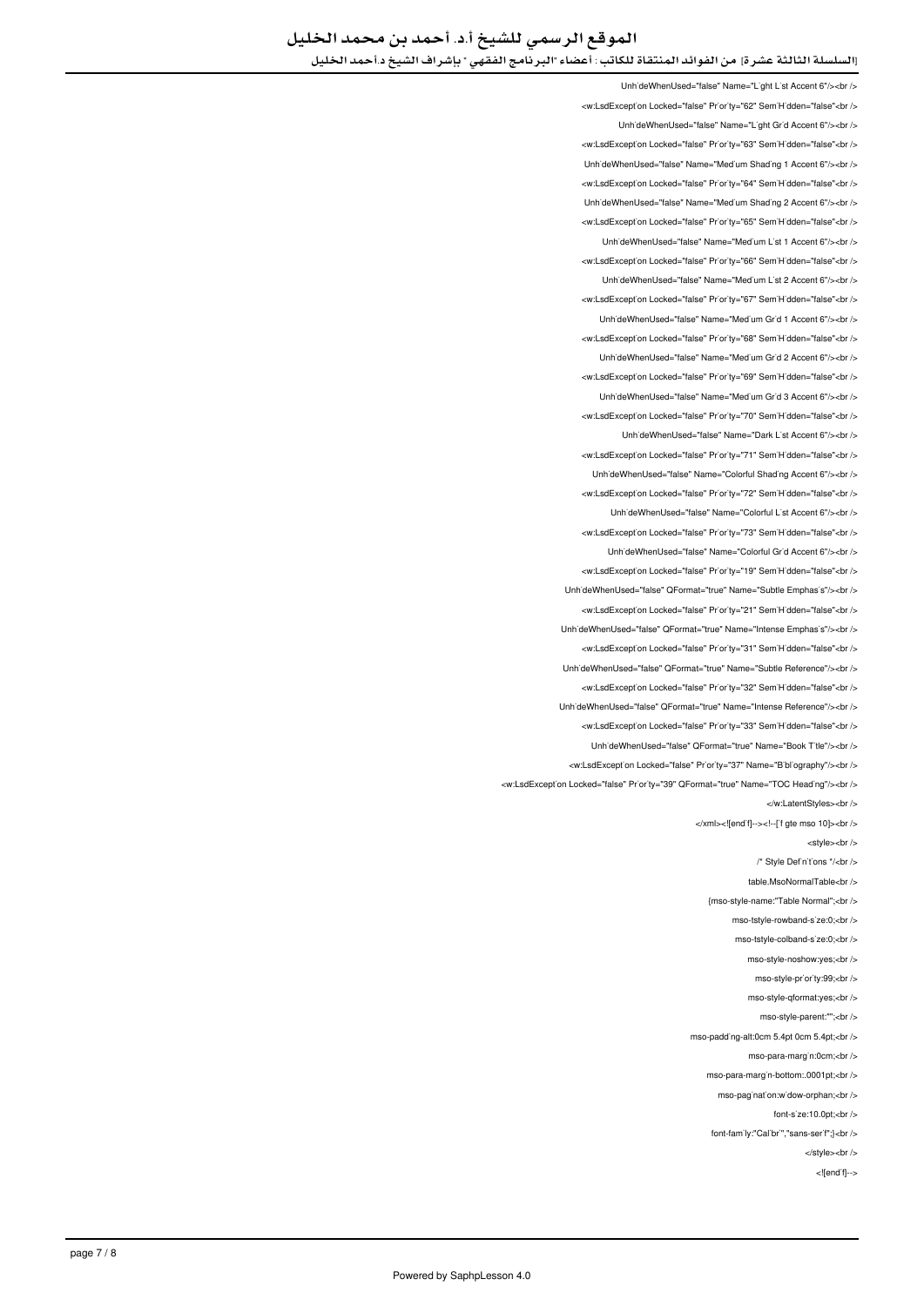```
UnhideWhenUsed="false" Name="Light List Accent 6"/><br />
<w:LsdException Locked="false" Priority="62" SemiHidden="false"<br />
UnhideWhenUsed="false" Name="Light Grid Accent 6"/><br />
<w:LsdException Locked="false" Priority="63" SemiHidden="false"<br />
UnhideWhenUsed="false" Name="Medium Shading 1 Accent 6"/><br />
<w:LsdException Locked="false" Priority="64" SemiHidden="false"<br />
UnhideWhenUsed="false" Name="Medium Shading 2 Accent 6"/><br />
<w:LsdException Locked="false" Priority="65" SemiHidden="false"<br />
UnhideWhenUsed="false" Name="Medium List 1 Accent 6"/><br />
<w:LsdException Locked="false" Priority="66" SemiHidden="false"<br />
UnhideWhenUsed="false" Name="Medium List 2 Accent 6"/><br />
<w:LsdException Locked="false" Priority="67" SemiHidden="false"<br />
UnhideWhenUsed="false" Name="Medium Grid 1 Accent 6"/><br />
<w:LsdException Locked="false" Priority="68" SemiHidden="false"<br />
UnhideWhenUsed="false" Name="Medium Grid 2 Accent 6"/><br />
<w:LsdException Locked="false" Priority="69" SemiHidden="false"<br />
UnhideWhenUsed="false" Name="Medium Grid 3 Accent 6"/><br />
<w:LsdException Locked="false" Priority="70" SemiHidden="false"<br />
UnhideWhenUsed="false" Name="Dark List Accent 6"/><br />
<w:LsdException Locked="false" Priority="71" SemiHidden="false"<br />
UnhideWhenUsed="false" Name="Colorful Shading Accent 6"/><br />
<w:LsdException Locked="false" Priority="72" SemiHidden="false"<br />
UnhideWhenUsed="false" Name="Colorful List Accent 6"/><br />
<w:LsdException Locked="false" Priority="73" SemiHidden="false"<br />
UnhideWhenUsed="false" Name="Colorful Grid Accent 6"/><br />
<w:LsdException Locked="false" Priority="19" SemiHidden="false"<br />
UnhideWhenUsed="false" QFormat="true" Name="Subtle Emphasis"/><br />
<w:LsdException Locked="false" Priority="21" SemiHidden="false"<br />
UnhideWhenUsed="false" QFormat="true" Name="Intense Emphasis"/><br />
<w:LsdException Locked="false" Priority="31" SemiHidden="false"<br />
UnhideWhenUsed="false" QFormat="true" Name="Subtle Reference"/><br />
<w:LsdException Locked="false" Priority="32" SemiHidden="false"<br />
UnhideWhenUsed="false" QFormat="true" Name="Intense Reference"/><br />
<w:LsdException Locked="false" Priority="33" SemiHidden="false"<br />
UnhideWhenUsed="false" QFormat="true" Name="Book Title"/><br />
<w:LsdException Locked="false" Priority="37" Name="Bibliography"/><br />
<w:LsdException Locked="false" Priority="39" QFormat="true" Name="TOC Heading"/><br />
</w:LatentStyles><br />
</xml><![endif]--><!--[if gte mso 10]><br />
<style><br />
/* Style Definitions */<br />
table.MsoNormalTable<br />
{mso-style-name:"Table Normal";<br />
mso-tstyle-rowband-size:0;<br />
mso-tstyle-colband-size:0;<br />
mso-style-noshow:yes;<br />
mso-style-priority:99;<br />
mso-style-qformat:yes;<br />
mso-style-parent:"";<br />
mso-padding-alt:0cm 5.4pt 0cm 5.4pt;<br />
mso-para-margin:0cm;<br />
mso-para-margin-bottom:.0001pt;<br />
mso-pagination:widow-orphan;<br />
font-size:10.0pt;<br />
font-family:"Calibri","sans-serif";}<br />
</style><br />
<![endif]-->
```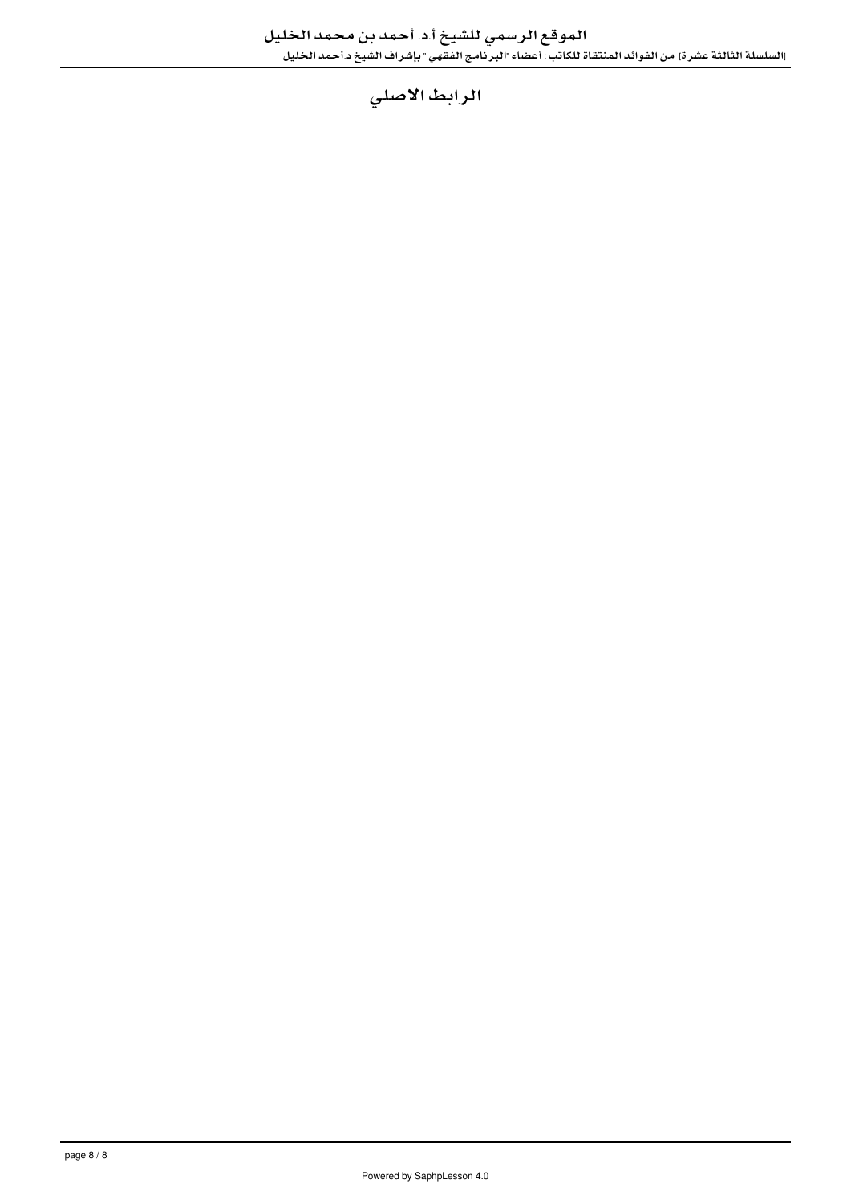## الرابط الاصلي